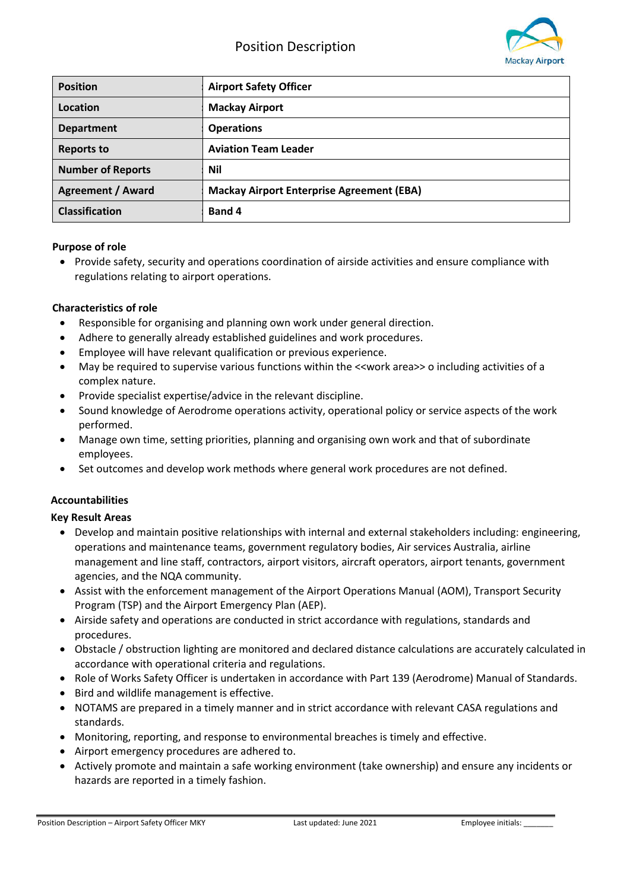# Position Description

| Position | Airport Safety Officer |
|---|---|
| Location | Mackay Airport |
| Department | Operations |
| Reports to | Aviation Team Leader |
| Number of Reports | Nil |
| Agreement / Award | Mackay Airport Enterprise Agreement (EBA) |
| Classification | Band 4 |

**Purpose of role**

- Provide safety, security and operations coordination of airside activities and ensure compliance with regulations relating to airport operations.

**Characteristics of role**

- Responsible for organising and planning own work under general direction.
- Adhere to generally already established guidelines and work procedures.
- Employee will have relevant qualification or previous experience.
- May be required to supervise various functions within the <<work area>> o including activities of a complex nature.
- Provide specialist expertise/advice in the relevant discipline.
- Sound knowledge of Aerodrome operations activity, operational policy or service aspects of the work performed.
- Manage own time, setting priorities, planning and organising own work and that of subordinate employees.
- Set outcomes and develop work methods where general work procedures are not defined.

**Accountabilities**

**Key Result Areas**

- Develop and maintain positive relationships with internal and external stakeholders including: engineering, operations and maintenance teams, government regulatory bodies, Air services Australia, airline management and line staff, contractors, airport visitors, aircraft operators, airport tenants, government agencies, and the NQA community.
- Assist with the enforcement management of the Airport Operations Manual (AOM), Transport Security Program (TSP) and the Airport Emergency Plan (AEP).
- Airside safety and operations are conducted in strict accordance with regulations, standards and procedures.
- Obstacle / obstruction lighting are monitored and declared distance calculations are accurately calculated in accordance with operational criteria and regulations.
- Role of Works Safety Officer is undertaken in accordance with Part 139 (Aerodrome) Manual of Standards.
- Bird and wildlife management is effective.
- NOTAMS are prepared in a timely manner and in strict accordance with relevant CASA regulations and standards.
- Monitoring, reporting, and response to environmental breaches is timely and effective.
- Airport emergency procedures are adhered to.
- Actively promote and maintain a safe working environment (take ownership) and ensure any incidents or hazards are reported in a timely fashion.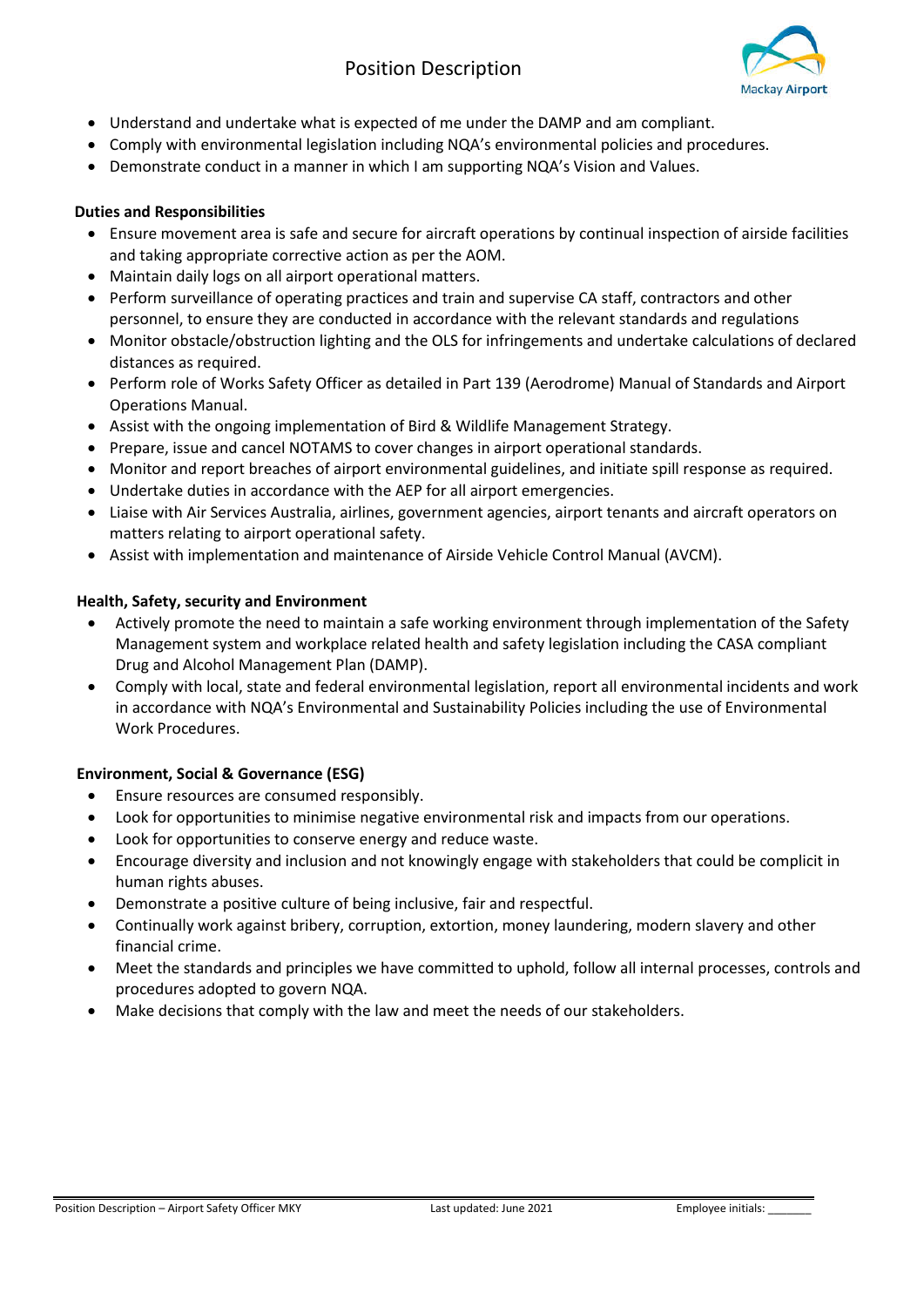- Understand and undertake what is expected of me under the DAMP and am compliant.
- Comply with environmental legislation including NQA's environmental policies and procedures.
- Demonstrate conduct in a manner in which I am supporting NQA's Vision and Values.

**Duties and Responsibilities**

- Ensure movement area is safe and secure for aircraft operations by continual inspection of airside facilities and taking appropriate corrective action as per the AOM.
- Maintain daily logs on all airport operational matters.
- Perform surveillance of operating practices and train and supervise CA staff, contractors and other personnel, to ensure they are conducted in accordance with the relevant standards and regulations
- Monitor obstacle/obstruction lighting and the OLS for infringements and undertake calculations of declared distances as required.
- Perform role of Works Safety Officer as detailed in Part 139 (Aerodrome) Manual of Standards and Airport Operations Manual.
- Assist with the ongoing implementation of Bird & Wildlife Management Strategy.
- Prepare, issue and cancel NOTAMS to cover changes in airport operational standards.
- Monitor and report breaches of airport environmental guidelines, and initiate spill response as required.
- Undertake duties in accordance with the AEP for all airport emergencies.
- Liaise with Air Services Australia, airlines, government agencies, airport tenants and aircraft operators on matters relating to airport operational safety.
- Assist with implementation and maintenance of Airside Vehicle Control Manual (AVCM).

**Health, Safety, security and Environment**

- Actively promote the need to maintain a safe working environment through implementation of the Safety Management system and workplace related health and safety legislation including the CASA compliant Drug and Alcohol Management Plan (DAMP).
- Comply with local, state and federal environmental legislation, report all environmental incidents and work in accordance with NQA's Environmental and Sustainability Policies including the use of Environmental Work Procedures.

**Environment, Social & Governance (ESG)**

- Ensure resources are consumed responsibly.
- Look for opportunities to minimise negative environmental risk and impacts from our operations.
- Look for opportunities to conserve energy and reduce waste.
- Encourage diversity and inclusion and not knowingly engage with stakeholders that could be complicit in human rights abuses.
- Demonstrate a positive culture of being inclusive, fair and respectful.
- Continually work against bribery, corruption, extortion, money laundering, modern slavery and other financial crime.
- Meet the standards and principles we have committed to uphold, follow all internal processes, controls and procedures adopted to govern NQA.
- Make decisions that comply with the law and meet the needs of our stakeholders.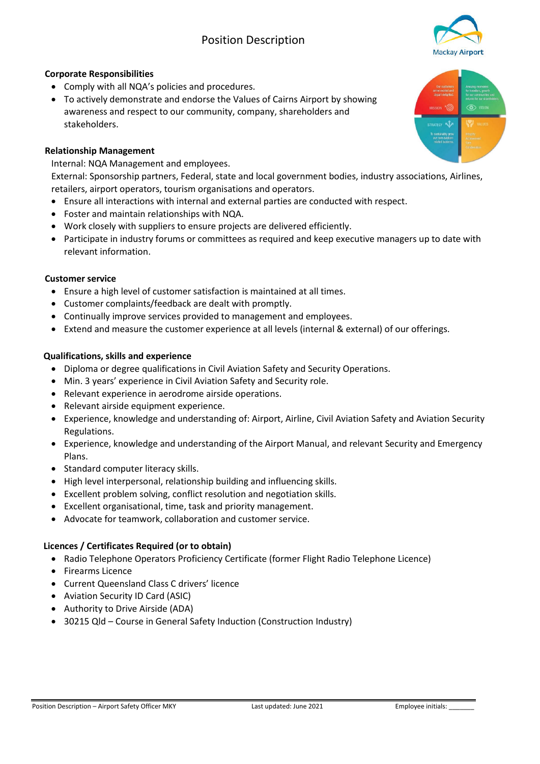# Position Description

### Corporate Responsibilities

- Comply with all NQA's policies and procedures.
- To actively demonstrate and endorse the Values of Cairns Airport by showing awareness and respect to our community, company, shareholders and stakeholders.

### Relationship Management

Internal: NQA Management and employees.

External: Sponsorship partners, Federal, state and local government bodies, industry associations, Airlines, retailers, airport operators, tourism organisations and operators.

- Ensure all interactions with internal and external parties are conducted with respect.
- Foster and maintain relationships with NQA.
- Work closely with suppliers to ensure projects are delivered efficiently.
- Participate in industry forums or committees as required and keep executive managers up to date with relevant information.

### Customer service

- Ensure a high level of customer satisfaction is maintained at all times.
- Customer complaints/feedback are dealt with promptly.
- Continually improve services provided to management and employees.
- Extend and measure the customer experience at all levels (internal & external) of our offerings.

### Qualifications, skills and experience

- Diploma or degree qualifications in Civil Aviation Safety and Security Operations.
- Min. 3 years' experience in Civil Aviation Safety and Security role.
- Relevant experience in aerodrome airside operations.
- Relevant airside equipment experience.
- Experience, knowledge and understanding of: Airport, Airline, Civil Aviation Safety and Aviation Security Regulations.
- Experience, knowledge and understanding of the Airport Manual, and relevant Security and Emergency Plans.
- Standard computer literacy skills.
- High level interpersonal, relationship building and influencing skills.
- Excellent problem solving, conflict resolution and negotiation skills.
- Excellent organisational, time, task and priority management.
- Advocate for teamwork, collaboration and customer service.

### Licences / Certificates Required (or to obtain)

- Radio Telephone Operators Proficiency Certificate (former Flight Radio Telephone Licence)
- Firearms Licence
- Current Queensland Class C drivers' licence
- Aviation Security ID Card (ASIC)
- Authority to Drive Airside (ADA)
- 30215 Qld – Course in General Safety Induction (Construction Industry)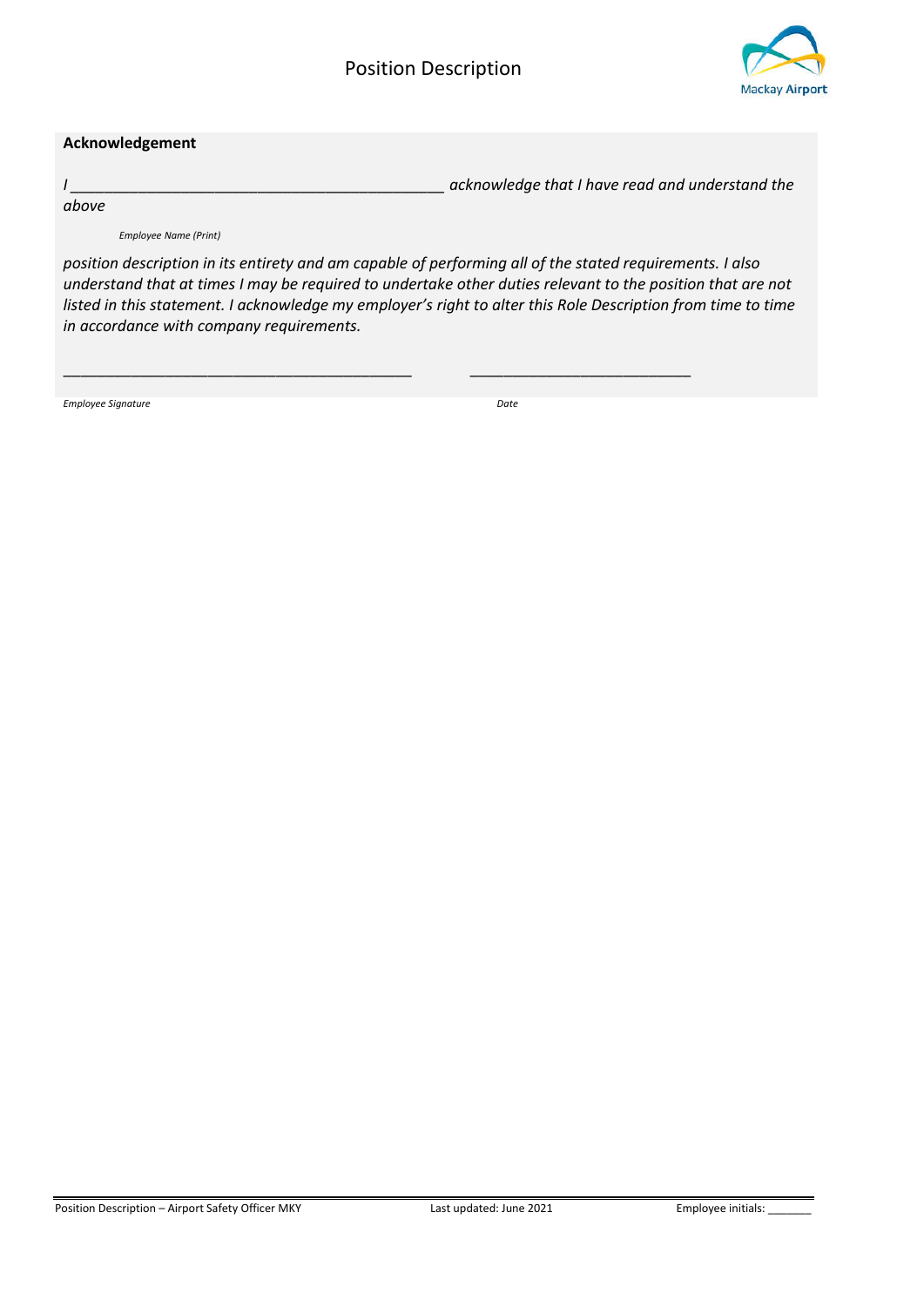**Acknowledgement**

*I \_\_\_\_\_\_\_\_\_\_\_\_\_\_\_\_\_\_\_\_\_\_\_\_\_\_\_\_\_\_\_\_\_\_\_\_\_\_\_\_\_\_\_\_ acknowledge that I have read and understand the above*

*Employee Name (Print)*

*position description in its entirety and am capable of performing all of the stated requirements. I also understand that at times I may be required to undertake other duties relevant to the position that are not listed in this statement. I acknowledge my employer's right to alter this Role Description from time to time in accordance with company requirements.*

\_\_\_\_\_\_\_\_\_\_\_\_\_\_\_\_\_\_\_\_\_\_\_\_\_\_\_\_\_\_\_\_\_\_\_\_\_\_\_\_\_\_ \_\_\_\_\_\_\_\_\_\_\_\_\_\_\_\_\_\_\_\_\_\_\_\_\_\_\_

*Employee Signature* *Date*